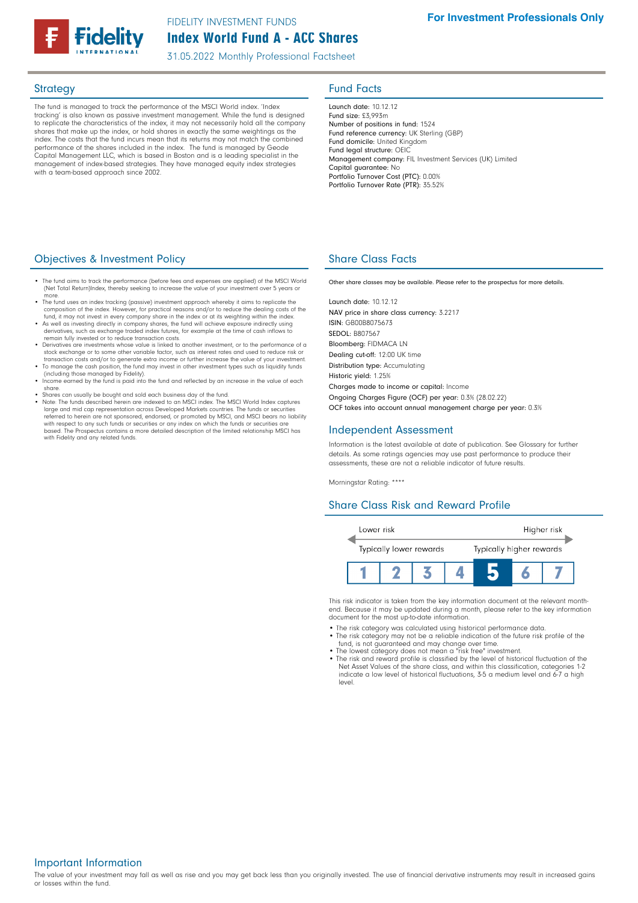FIDELITY INVESTMENT FUNDS

# Index World Fund A - ACC Shares

31.05.2022 Monthly Professional Factsheet

**For Investment Professionals Only**

## Strategy

The fund is managed to track the performance of the MSCI World index. 'Index tracking' is also known as passive investment management. While the fund is designed to replicate the characteristics of the index, it may not necessarily hold all the company shares that make up the index, or hold shares in exactly the same weightings as the index. The costs that the fund incurs mean that its returns may not match the combined performance of the shares included in the index. The fund is managed by Geode Capital Management LLC, which is based in Boston and is a leading specialist in the management of index-based strategies. They have managed equity index strategies with a team-based approach since 2002.

## Fund Facts

**Launch date:** 10.12.12
**Fund size:** £3,993m
**Number of positions in fund:** 1524
**Fund reference currency:** UK Sterling (GBP)
**Fund domicile:** United Kingdom
**Fund legal structure:** OEIC
**Management company:** FIL Investment Services (UK) Limited
**Capital guarantee:** No
**Portfolio Turnover Cost (PTC):** 0.00%
**Portfolio Turnover Rate (PTR):** 35.52%

## Objectives & Investment Policy

- The fund aims to track the performance (before fees and expenses are applied) of the MSCI World (Net Total Return)Index, thereby seeking to increase the value of your investment over 5 years or more.
- The fund uses an index tracking (passive) investment approach whereby it aims to replicate the composition of the index. However, for practical reasons and/or to reduce the dealing costs of the fund, it may not invest in every company share in the index or at its weighting within the index.
- As well as investing directly in company shares, the fund will achieve exposure indirectly using derivatives, such as exchange traded index futures, for example at the time of cash inflows to remain fully invested or to reduce transaction costs.
- Derivatives are investments whose value is linked to another investment, or to the performance of a stock exchange or to some other variable factor, such as interest rates and used to reduce risk or transaction costs and/or to generate extra income or further increase the value of your investment.
- To manage the cash position, the fund may invest in other investment types such as liquidity funds (including those managed by Fidelity).
- Income earned by the fund is paid into the fund and reflected by an increase in the value of each share.
- Shares can usually be bought and sold each business day of the fund.
- Note: The funds described herein are indexed to an MSCI index. The MSCI World Index captures large and mid cap representation across Developed Markets countries. The funds or securities referred to herein are not sponsored, endorsed, or promoted by MSCI, and MSCI bears no liability with respect to any such funds or securities or any index on which the funds or securities are based. The Prospectus contains a more detailed description of the limited relationship MSCI has with Fidelity and any related funds.

## Share Class Facts

Other share classes may be available. Please refer to the prospectus for more details.

**Launch date:** 10.12.12
**NAV price in share class currency:** 3.2217
**ISIN:** GB00B8075673
**SEDOL:** B807567
**Bloomberg:** FIDMACA LN
**Dealing cut-off:** 12:00 UK time
**Distribution type:** Accumulating
**Historic yield:** 1.25%
**Charges made to income or capital:** Income
**Ongoing Charges Figure (OCF) per year:** 0.3% (28.02.22)
**OCF takes into account annual management charge per year:** 0.3%

## Independent Assessment

Information is the latest available at date of publication. See Glossary for further details. As some ratings agencies may use past performance to produce their assessments, these are not a reliable indicator of future results.

Morningstar Rating: ****

## Share Class Risk and Reward Profile

| Lower risk | | | | | | Higher risk |
|---|---|---|---|---|---|---|
| Typically lower rewards | | | | | | Typically higher rewards |
| 1 | 2 | 3 | 4 | **5** | 6 | 7 |

This risk indicator is taken from the key information document at the relevant month-end. Because it may be updated during a month, please refer to the key information document for the most up-to-date information.

- The risk category was calculated using historical performance data.
- The risk category may not be a reliable indication of the future risk profile of the fund, is not guaranteed and may change over time.
- The lowest category does not mean a "risk free" investment.
- The risk and reward profile is classified by the level of historical fluctuation of the Net Asset Values of the share class, and within this classification, categories 1-2 indicate a low level of historical fluctuations, 3-5 a medium level and 6-7 a high level.

## Important Information

The value of your investment may fall as well as rise and you may get back less than you originally invested. The use of financial derivative instruments may result in increased gains or losses within the fund.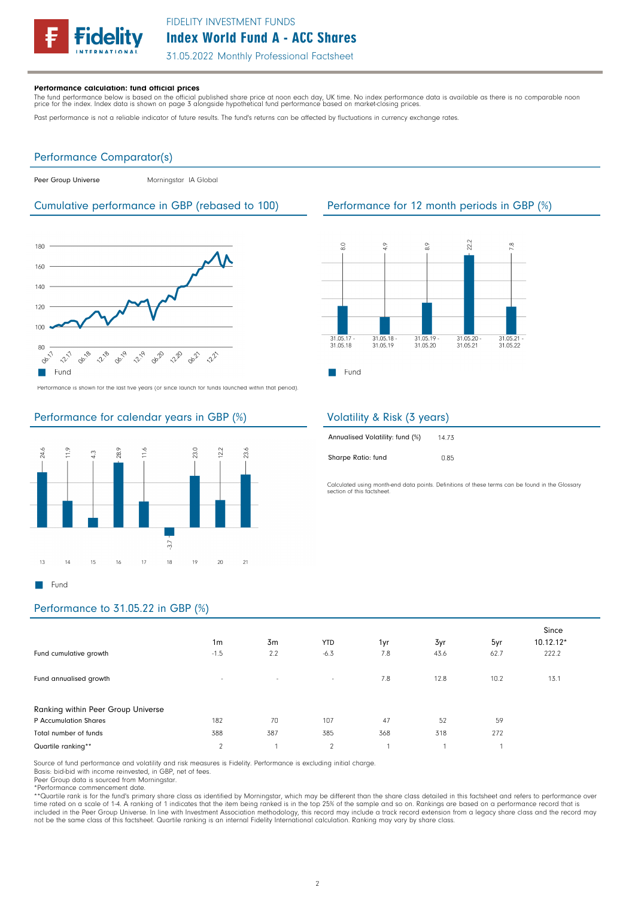**Performance calculation: fund official prices**

The fund performance below is based on the official published share price at noon each day, UK time. No index performance data is available as there is no comparable noon price for the index. Index data is shown on page 3 alongside hypothetical fund performance based on market-closing prices.

Past performance is not a reliable indicator of future results. The fund's returns can be affected by fluctuations in currency exchange rates.

## Performance Comparator(s)

| | |
|---|---|
| Peer Group Universe | Morningstar IA Global |

## Cumulative performance in GBP (rebased to 100)

Performance is shown for the last five years (or since launch for funds launched within that period).

## Performance for 12 month periods in GBP (%)

| Period | Fund |
|---|---|
| 31.05.17 - 31.05.18 | 8.0 |
| 31.05.18 - 31.05.19 | 4.9 |
| 31.05.19 - 31.05.20 | 8.9 |
| 31.05.20 - 31.05.21 | 22.2 |
| 31.05.21 - 31.05.22 | 7.8 |

## Performance for calendar years in GBP (%)

| Year | 13 | 14 | 15 | 16 | 17 | 18 | 19 | 20 | 21 |
|---|---|---|---|---|---|---|---|---|---|
| Fund | 24.6 | 11.9 | 4.3 | 28.9 | 11.6 | -3.7 | 23.0 | 12.2 | 23.6 |

## Volatility & Risk (3 years)

| | |
|---|---|
| Annualised Volatility: fund (%) | 14.73 |
| Sharpe Ratio: fund | 0.85 |

Calculated using month-end data points. Definitions of these terms can be found in the Glossary section of this factsheet.

## Performance to 31.05.22 in GBP (%)

| | 1m | 3m | YTD | 1yr | 3yr | 5yr | Since 10.12.12* |
|---|---|---|---|---|---|---|---|
| Fund cumulative growth | -1.5 | 2.2 | -6.3 | 7.8 | 43.6 | 62.7 | 222.2 |
| Fund annualised growth | - | - | - | 7.8 | 12.8 | 10.2 | 13.1 |
| **Ranking within Peer Group Universe** | | | | | | | |
| P Accumulation Shares | 182 | 70 | 107 | 47 | 52 | 59 | |
| Total number of funds | 388 | 387 | 385 | 368 | 318 | 272 | |
| Quartile ranking** | 2 | 1 | 2 | 1 | 1 | 1 | |

Source of fund performance and volatility and risk measures is Fidelity. Performance is excluding initial charge.
Basis: bid-bid with income reinvested, in GBP, net of fees.
Peer Group data is sourced from Morningstar.
*Performance commencement date.
**Quartile rank is for the fund's primary share class as identified by Morningstar, which may be different than the share class detailed in this factsheet and refers to performance over time rated on a scale of 1-4. A ranking of 1 indicates that the item being ranked is in the top 25% of the sample and so on. Rankings are based on a performance record that is included in the Peer Group Universe. In line with Investment Association methodology, this record may include a track record extension from a legacy share class and the record may not be the same class of this factsheet. Quartile ranking is an internal Fidelity International calculation. Ranking may vary by share class.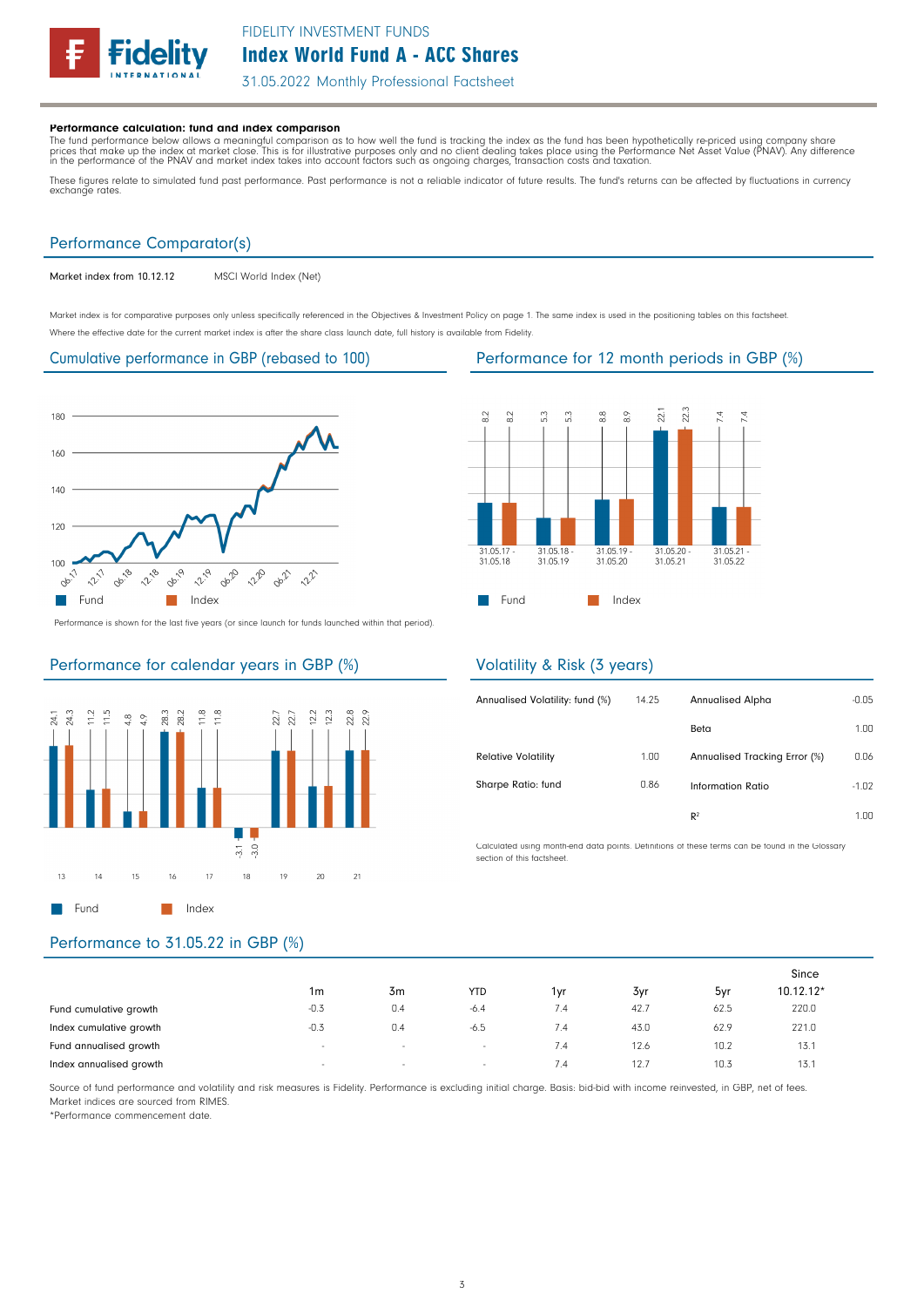**Performance calculation: fund and index comparison**

The fund performance below allows a meaningful comparison as to how well the fund is tracking the index as the fund has been hypothetically re-priced using company share prices that make up the index at market close. This is for illustrative purposes only and no client dealing takes place using the Performance Net Asset Value (PNAV). Any difference in the performance of the PNAV and market index takes into account factors such as ongoing charges, transaction costs and taxation.

These figures relate to simulated fund past performance. Past performance is not a reliable indicator of future results. The fund's returns can be affected by fluctuations in currency exchange rates.

## Performance Comparator(s)

| | |
|---|---|
| Market index from 10.12.12 | MSCI World Index (Net) |

Market index is for comparative purposes only unless specifically referenced in the Objectives & Investment Policy on page 1. The same index is used in the positioning tables on this factsheet.

Where the effective date for the current market index is after the share class launch date, full history is available from Fidelity.

## Cumulative performance in GBP (rebased to 100)

Performance is shown for the last five years (or since launch for funds launched within that period).

## Performance for 12 month periods in GBP (%)

| | 31.05.17 - 31.05.18 | 31.05.18 - 31.05.19 | 31.05.19 - 31.05.20 | 31.05.20 - 31.05.21 | 31.05.21 - 31.05.22 |
|---|---|---|---|---|---|
| Fund | 8.2 | 5.3 | 8.8 | 22.1 | 7.4 |
| Index | 8.2 | 5.3 | 8.9 | 22.3 | 7.4 |

## Performance for calendar years in GBP (%)

| | 13 | 14 | 15 | 16 | 17 | 18 | 19 | 20 | 21 |
|---|---|---|---|---|---|---|---|---|---|
| Fund | 24.1 | 11.2 | 4.8 | 28.3 | 11.8 | -3.1 | 22.7 | 12.2 | 22.8 |
| Index | 24.3 | 11.5 | 4.9 | 28.2 | 11.8 | -3.0 | 22.7 | 12.3 | 22.9 |

## Volatility & Risk (3 years)

| | | | |
|---|---|---|---|
| Annualised Volatility: fund (%) | 14.25 | Annualised Alpha | -0.05 |
| | | Beta | 1.00 |
| Relative Volatility | 1.00 | Annualised Tracking Error (%) | 0.06 |
| Sharpe Ratio: fund | 0.86 | Information Ratio | -1.02 |
| | | $R^2$ | 1.00 |

Calculated using month-end data points. Definitions of these terms can be found in the Glossary section of this factsheet.

## Performance to 31.05.22 in GBP (%)

| | 1m | 3m | YTD | 1yr | 3yr | 5yr | Since 10.12.12* |
|---|---|---|---|---|---|---|---|
| Fund cumulative growth | -0.3 | 0.4 | -6.4 | 7.4 | 42.7 | 62.5 | 220.0 |
| Index cumulative growth | -0.3 | 0.4 | -6.5 | 7.4 | 43.0 | 62.9 | 221.0 |
| Fund annualised growth | - | - | - | 7.4 | 12.6 | 10.2 | 13.1 |
| Index annualised growth | - | - | - | 7.4 | 12.7 | 10.3 | 13.1 |

Source of fund performance and volatility and risk measures is Fidelity. Performance is excluding initial charge. Basis: bid-bid with income reinvested, in GBP, net of fees.
Market indices are sourced from RIMES.
*Performance commencement date.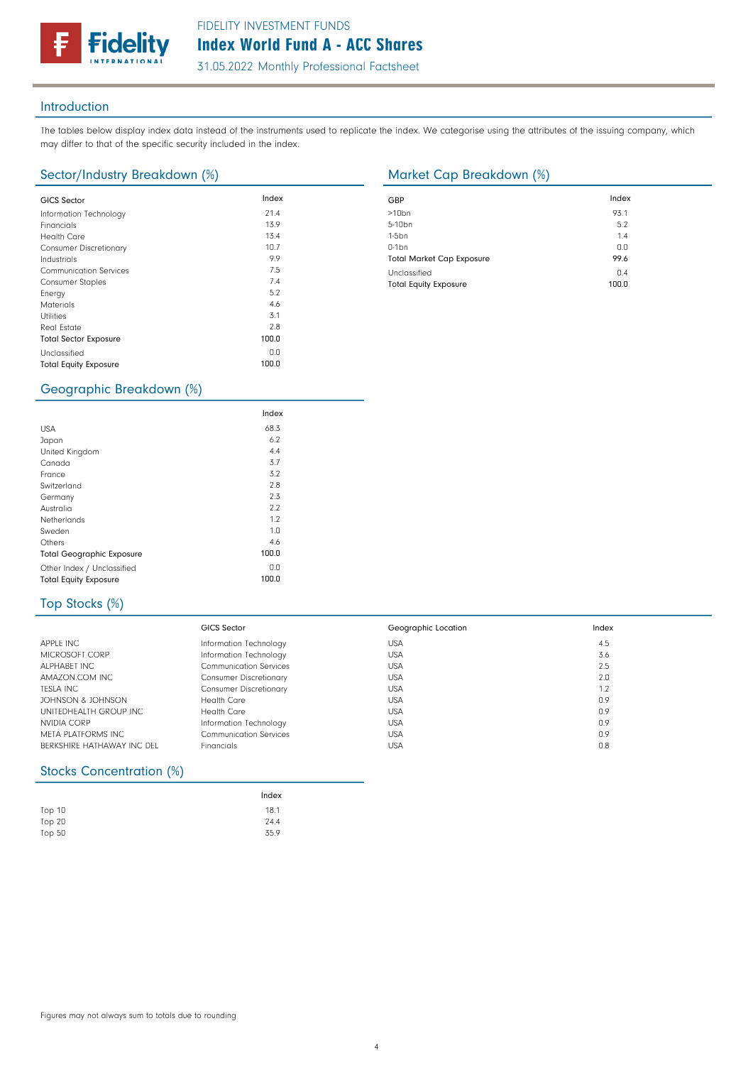FIDELITY INVESTMENT FUNDS

# Index World Fund A - ACC Shares

31.05.2022 Monthly Professional Factsheet

## Introduction

The tables below display index data instead of the instruments used to replicate the index. We categorise using the attributes of the issuing company, which may differ to that of the specific security included in the index.

## Sector/Industry Breakdown (%)

| GICS Sector | Index |
|---|---|
| Information Technology | 21.4 |
| Financials | 13.9 |
| Health Care | 13.4 |
| Consumer Discretionary | 10.7 |
| Industrials | 9.9 |
| Communication Services | 7.5 |
| Consumer Staples | 7.4 |
| Energy | 5.2 |
| Materials | 4.6 |
| Utilities | 3.1 |
| Real Estate | 2.8 |
| **Total Sector Exposure** | **100.0** |
| Unclassified | 0.0 |
| **Total Equity Exposure** | **100.0** |

## Market Cap Breakdown (%)

| GBP | Index |
|---|---|
| >10bn | 93.1 |
| 5-10bn | 5.2 |
| 1-5bn | 1.4 |
| 0-1bn | 0.0 |
| **Total Market Cap Exposure** | **99.6** |
| Unclassified | 0.4 |
| **Total Equity Exposure** | **100.0** |

## Geographic Breakdown (%)

| | Index |
|---|---|
| USA | 68.3 |
| Japan | 6.2 |
| United Kingdom | 4.4 |
| Canada | 3.7 |
| France | 3.2 |
| Switzerland | 2.8 |
| Germany | 2.3 |
| Australia | 2.2 |
| Netherlands | 1.2 |
| Sweden | 1.0 |
| Others | 4.6 |
| **Total Geographic Exposure** | **100.0** |
| Other Index / Unclassified | 0.0 |
| **Total Equity Exposure** | **100.0** |

## Top Stocks (%)

| | GICS Sector | Geographic Location | Index |
|---|---|---|---|
| APPLE INC | Information Technology | USA | 4.5 |
| MICROSOFT CORP | Information Technology | USA | 3.6 |
| ALPHABET INC | Communication Services | USA | 2.5 |
| AMAZON.COM INC | Consumer Discretionary | USA | 2.0 |
| TESLA INC | Consumer Discretionary | USA | 1.2 |
| JOHNSON & JOHNSON | Health Care | USA | 0.9 |
| UNITEDHEALTH GROUP INC | Health Care | USA | 0.9 |
| NVIDIA CORP | Information Technology | USA | 0.9 |
| META PLATFORMS INC | Communication Services | USA | 0.9 |
| BERKSHIRE HATHAWAY INC DEL | Financials | USA | 0.8 |

## Stocks Concentration (%)

| | Index |
|---|---|
| Top 10 | 18.1 |
| Top 20 | 24.4 |
| Top 50 | 35.9 |

Figures may not always sum to totals due to rounding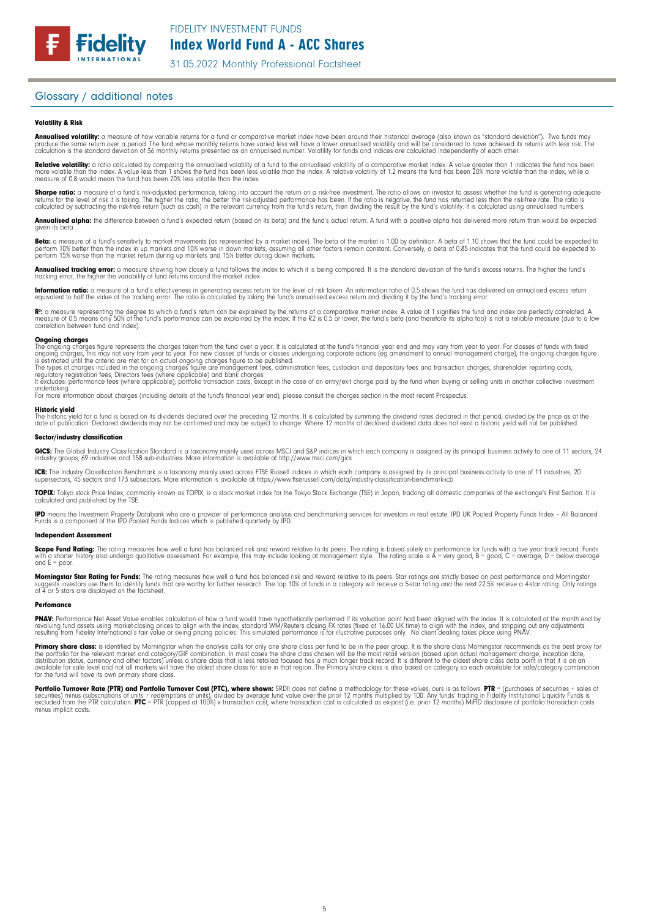## Glossary / additional notes

#### Volatility & Risk

**Annualised volatility:** a measure of how variable returns for a fund or comparative market index have been around their historical average (also known as "standard deviation"). Two funds may produce the same return over a period. The fund whose monthly returns have varied less will have a lower annualised volatility and will be considered to have achieved its returns with less risk. The calculation is the standard deviation of 36 monthly returns presented as an annualised number. Volatility for funds and indices are calculated independently of each other.

**Relative volatility:** a ratio calculated by comparing the annualised volatility of a fund to the annualised volatility of a comparative market index. A value greater than 1 indicates the fund has been more volatile than the index. A value less than 1 shows the fund has been less volatile than the index. A relative volatility of 1.2 means the fund has been 20% more volatile than the index, while a measure of 0.8 would mean the fund has been 20% less volatile than the index.

**Sharpe ratio:** a measure of a fund's risk-adjusted performance, taking into account the return on a risk-free investment. The ratio allows an investor to assess whether the fund is generating adequate returns for the level of risk it is taking. The higher the ratio, the better the risk-adjusted performance has been. If the ratio is negative, the fund has returned less than the risk-free rate. The ratio is calculated by subtracting the risk-free return (such as cash) in the relevant currency from the fund's return, then dividing the result by the fund's volatility. It is calculated using annualised numbers.

**Annualised alpha:** the difference between a fund's expected return (based on its beta) and the fund's actual return. A fund with a positive alpha has delivered more return than would be expected given its beta.

**Beta:** a measure of a fund's sensitivity to market movements (as represented by a market index). The beta of the market is 1.00 by definition. A beta of 1.10 shows that the fund could be expected to perform 10% better than the index in up markets and 10% worse in down markets, assuming all other factors remain constant. Conversely, a beta of 0.85 indicates that the fund could be expected to perform 15% worse than the market return during up markets and 15% better during down markets.

**Annualised tracking error:** a measure showing how closely a fund follows the index to which it is being compared. It is the standard deviation of the fund's excess returns. The higher the fund's tracking error, the higher the variability of fund returns around the market index.

**Information ratio:** a measure of a fund's effectiveness in generating excess return for the level of risk taken. An information ratio of 0.5 shows the fund has delivered an annualised excess return equivalent to half the value of the tracking error. The ratio is calculated by taking the fund's annualised excess return and dividing it by the fund's tracking error.

**$R^2$:** a measure representing the degree to which a fund's return can be explained by the returns of a comparative market index. A value of 1 signifies the fund and index are perfectly correlated. A measure of 0.5 means only 50% of the fund's performance can be explained by the index. If the R2 is 0.5 or lower, the fund's beta (and therefore its alpha too) is not a reliable measure (due to a low correlation between fund and index).

**Ongoing charges**
The ongoing charges figure represents the charges taken from the fund over a year. It is calculated at the fund's financial year end and may vary from year to year. For classes of funds with fixed ongoing charges, this may not vary from year to year. For new classes of funds or classes undergoing corporate actions (eg amendment to annual management charge), the ongoing charges figure is estimated until the criteria are met for an actual ongoing charges figure to be published.
The types of charges included in the ongoing charges figure are management fees, administration fees, custodian and depositary fees and transaction charges, shareholder reporting costs, regulatory registration fees, Directors fees (where applicable) and bank charges.
It excludes: performance fees (where applicable); portfolio transaction costs, except in the case of an entry/exit charge paid by the fund when buying or selling units in another collective investment undertaking.
For more information about charges (including details of the fund's financial year end), please consult the charges section in the most recent Prospectus.

**Historic yield**
The historic yield for a fund is based on its dividends declared over the preceding 12 months. It is calculated by summing the dividend rates declared in that period, divided by the price as at the date of publication. Declared dividends may not be confirmed and may be subject to change. Where 12 months of declared dividend data does not exist a historic yield will not be published.

#### Sector/industry classification

**GICS:** The Global Industry Classification Standard is a taxonomy mainly used across MSCI and S&P indices in which each company is assigned by its principal business activity to one of 11 sectors, 24 industry groups, 69 industries and 158 sub-industries. More information is available at http://www.msci.com/gics

**ICB:** The Industry Classification Benchmark is a taxonomy mainly used across FTSE Russell indices in which each company is assigned by its principal business activity to one of 11 industries, 20 supersectors, 45 sectors and 173 subsectors. More information is available at https://www.ftserussell.com/data/industry-classification-benchmark-icb

**TOPIX:** Tokyo stock Price Index, commonly known as TOPIX, is a stock market index for the Tokyo Stock Exchange (TSE) in Japan, tracking all domestic companies of the exchange's First Section. It is calculated and published by the TSE.

**IPD** means the Investment Property Databank who are a provider of performance analysis and benchmarking services for investors in real estate. IPD UK Pooled Property Funds Index – All Balanced Funds is a component of the IPD Pooled Funds Indices which is published quarterly by IPD.

#### Independent Assessment

**Scope Fund Rating:** The rating measures how well a fund has balanced risk and reward relative to its peers. The rating is based solely on performance for funds with a five year track record. Funds with a shorter history also undergo qualitative assessment. For example, this may include looking at management style. The rating scale is A = very good, B = good, C = average, D = below average and E = poor.

**Morningstar Star Rating for Funds:** The rating measures how well a fund has balanced risk and reward relative to its peers. Star ratings are strictly based on past performance and Morningstar suggests investors use them to identify funds that are worthy for further research. The top 10% of funds in a category will receive a 5-star rating and the next 22.5% receive a 4-star rating. Only ratings of 4 or 5 stars are displayed on the factsheet.

#### Perfomance

**PNAV:** Performance Net Asset Value enables calculation of how a fund would have hypothetically performed if its valuation point had been aligned with the index. It is calculated at the month end by revaluing fund assets using market-closing prices to align with the index, standard WM/Reuters closing FX rates (fixed at 16.00 UK time) to align with the index, and stripping out any adjustments resulting from Fidelity International's fair value or swing pricing policies. This simulated performance is for illustrative purposes only. No client dealing takes place using PNAV.

**Primary share class:** is identified by Morningstar when the analysis calls for only one share class per fund to be in the peer group. It is the share class Morningstar recommends as the best proxy for the portfolio for the relevant market and category/GIF combination. In most cases the share class chosen will be the most retail version (based upon actual management charge, inception date, distribution status, currency and other factors) unless a share class that is less retailed focused has a much longer track record. It is different to the oldest share class data point in that it is on an available for sale level and not all markets will have the oldest share class for sale in that region. The Primary share class is also based on category so each available for sale/category combination for the fund will have its own primary share class.

**Portfolio Turnover Rate (PTR) and Portfolio Turnover Cost (PTC), where shown:** SRDII does not define a methodology for these values; ours is as follows: **PTR** = (purchases of securities + sales of securities) minus (subscriptions of units + redemptions of units), divided by average fund value over the prior 12 months multiplied by 100. Any funds' trading in Fidelity Institutional Liquidity Funds is excluded from the PTR calculation. **PTC** = PTR (capped at 100%) x transaction cost, where transaction cost is calculated as ex-post (i.e. prior 12 months) MiFID disclosure of portfolio transaction costs minus implicit costs.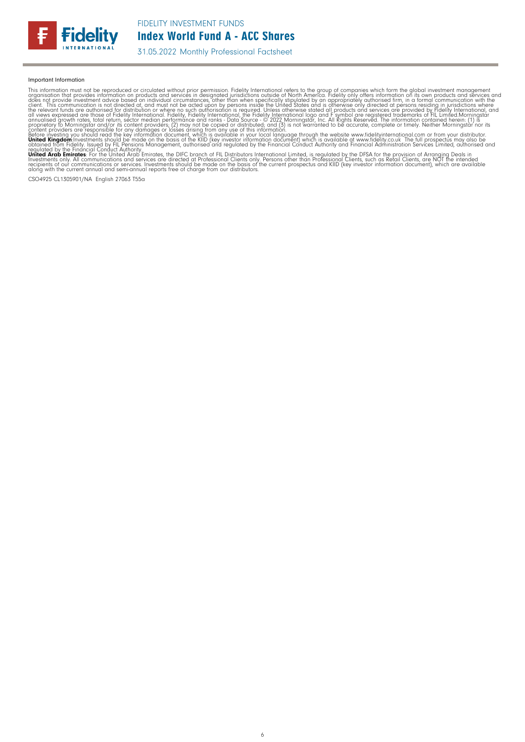#### Important Information

This information must not be reproduced or circulated without prior permission. Fidelity International refers to the group of companies which form the global investment management organisation that provides information on products and services in designated jurisdictions outside of North America. Fidelity only offers information on its own products and services and does not provide investment advice based on individual circumstances, other than when specifically stipulated by an appropriately authorised firm, in a formal communication with the client. This communication is not directed at, and must not be acted upon by persons inside the United States and is otherwise only directed at persons residing in jurisdictions where the relevant funds are authorised for distribution or where no such authorisation is required. Unless otherwise stated all products and services are provided by Fidelity International, and all views expressed are those of Fidelity International. Fidelity, Fidelity International, the Fidelity International logo and F symbol are registered trademarks of FIL Limited.Morningstar annualised growth rates, total return, sector median performance and ranks - Data Source - © 2022 Morningstar, Inc. All Rights Reserved. The information contained herein: (1) is proprietary to Morningstar and/or its content providers; (2) may not be copied or distributed; and (3) is not warranted to be accurate, complete or timely. Neither Morningstar nor its content providers are responsible for any damages or losses arising from any use of this information.
Before investing you should read the key information document, which is available in your local language through the website www.fidelityinternational.com or from your distributor.
**United Kingdom**:Investments should be made on the basis of the KIID (key investor information document) which is available at www.fidelity.co.uk The full prospectus may also be obtained from Fidelity. Issued by FIL Pensions Management, authorised and regulated by the Financial Conduct Authority and Financial Administration Services Limited, authorised and regulated by the Financial Conduct Authority.
**United Arab Emirates**: For the United Arab Emirates, the DIFC branch of FIL Distributors International Limited, is regulated by the DFSA for the provision of Arranging Deals in Investments only. All communications and services are directed at Professional Clients only. Persons other than Professional Clients, such as Retail Clients, are NOT the intended recipients of our communications or services. Investments should be made on the basis of the current prospectus and KIID (key investor information document), which are available along with the current annual and semi-annual reports free of charge from our distributors.

CSO4925 CL1305901/NA English 27063 T55a